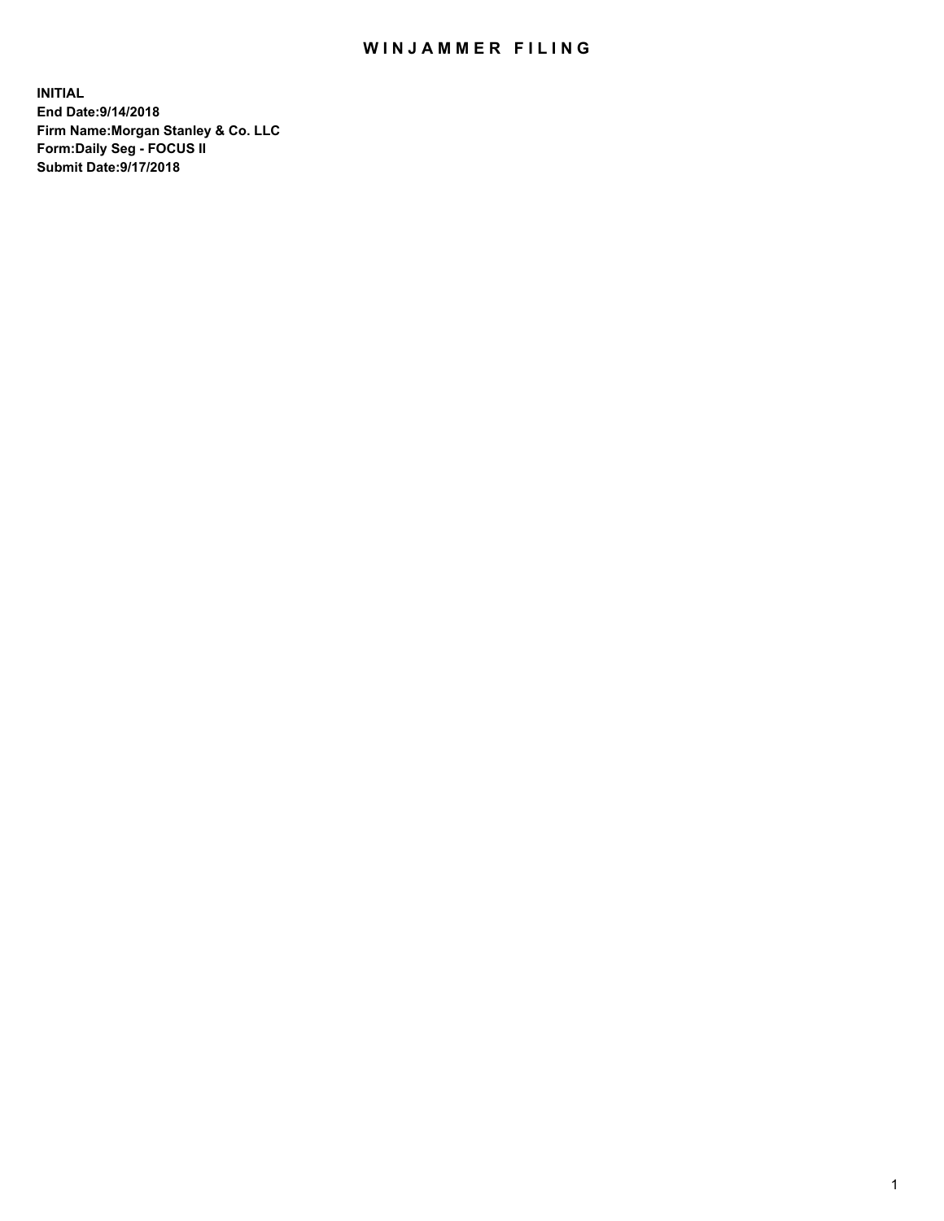# WINJAMMER FILING

**INITIAL**
**End Date:9/14/2018**
**Firm Name:Morgan Stanley & Co. LLC**
**Form:Daily Seg - FOCUS II**
**Submit Date:9/17/2018**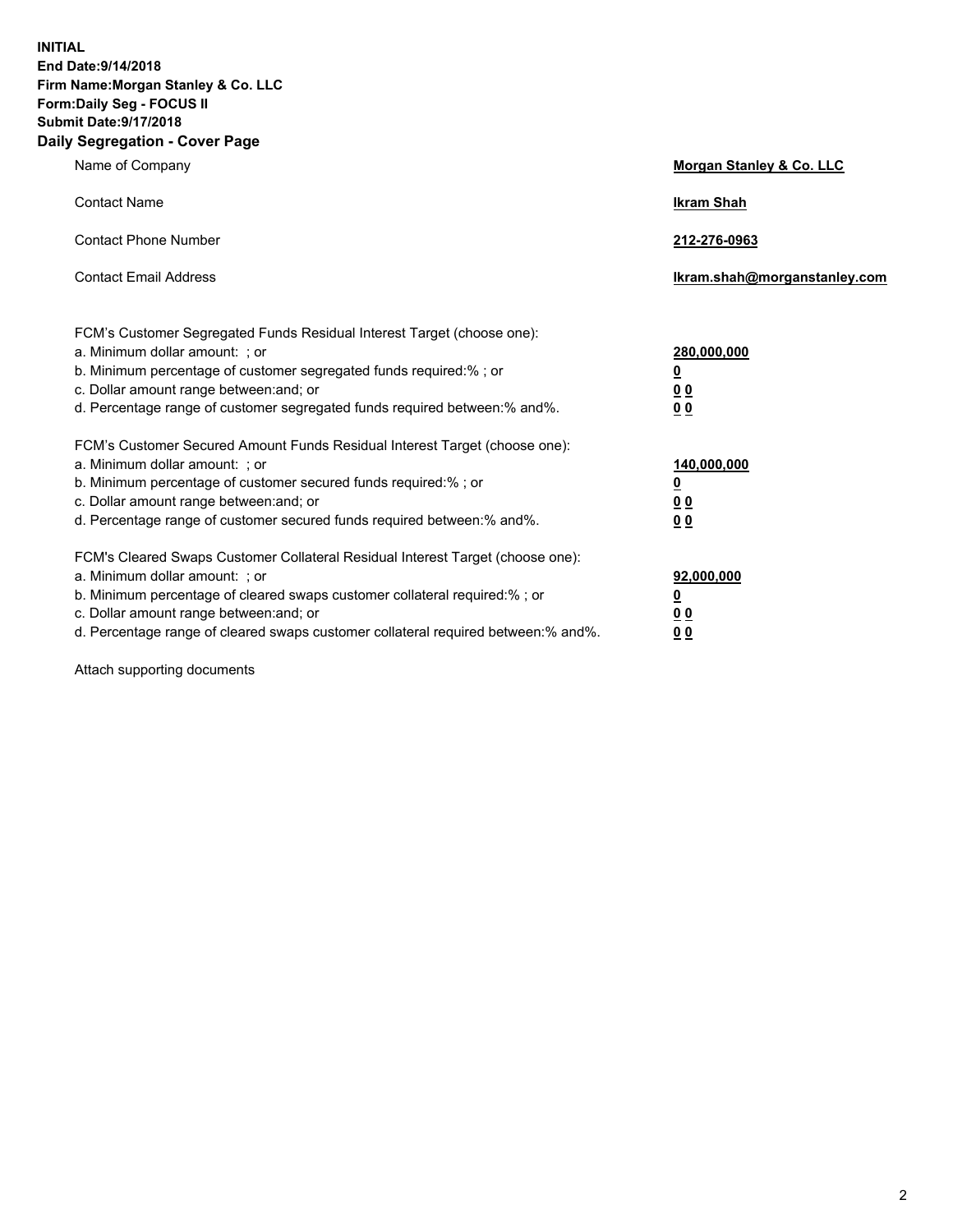**INITIAL**
**End Date:9/14/2018**
**Firm Name:Morgan Stanley & Co. LLC**
**Form:Daily Seg - FOCUS II**
**Submit Date:9/17/2018**

## Daily Segregation - Cover Page

| | |
|---|---|
| Name of Company | **Morgan Stanley & Co. LLC** |
| Contact Name | **Ikram Shah** |
| Contact Phone Number | **212-276-0963** |
| Contact Email Address | **Ikram.shah@morganstanley.com** |

FCM's Customer Segregated Funds Residual Interest Target (choose one):

| | |
|---|---|
| a. Minimum dollar amount: ; or | **280,000,000** |
| b. Minimum percentage of customer segregated funds required:% ; or | **0** |
| c. Dollar amount range between:and; or | **0 0** |
| d. Percentage range of customer segregated funds required between:% and%. | **0 0** |

FCM's Customer Secured Amount Funds Residual Interest Target (choose one):

| | |
|---|---|
| a. Minimum dollar amount: ; or | **140,000,000** |
| b. Minimum percentage of customer secured funds required:% ; or | **0** |
| c. Dollar amount range between:and; or | **0 0** |
| d. Percentage range of customer secured funds required between:% and%. | **0 0** |

FCM's Cleared Swaps Customer Collateral Residual Interest Target (choose one):

| | |
|---|---|
| a. Minimum dollar amount: ; or | **92,000,000** |
| b. Minimum percentage of cleared swaps customer collateral required:% ; or | **0** |
| c. Dollar amount range between:and; or | **0 0** |
| d. Percentage range of cleared swaps customer collateral required between:% and%. | **0 0** |

Attach supporting documents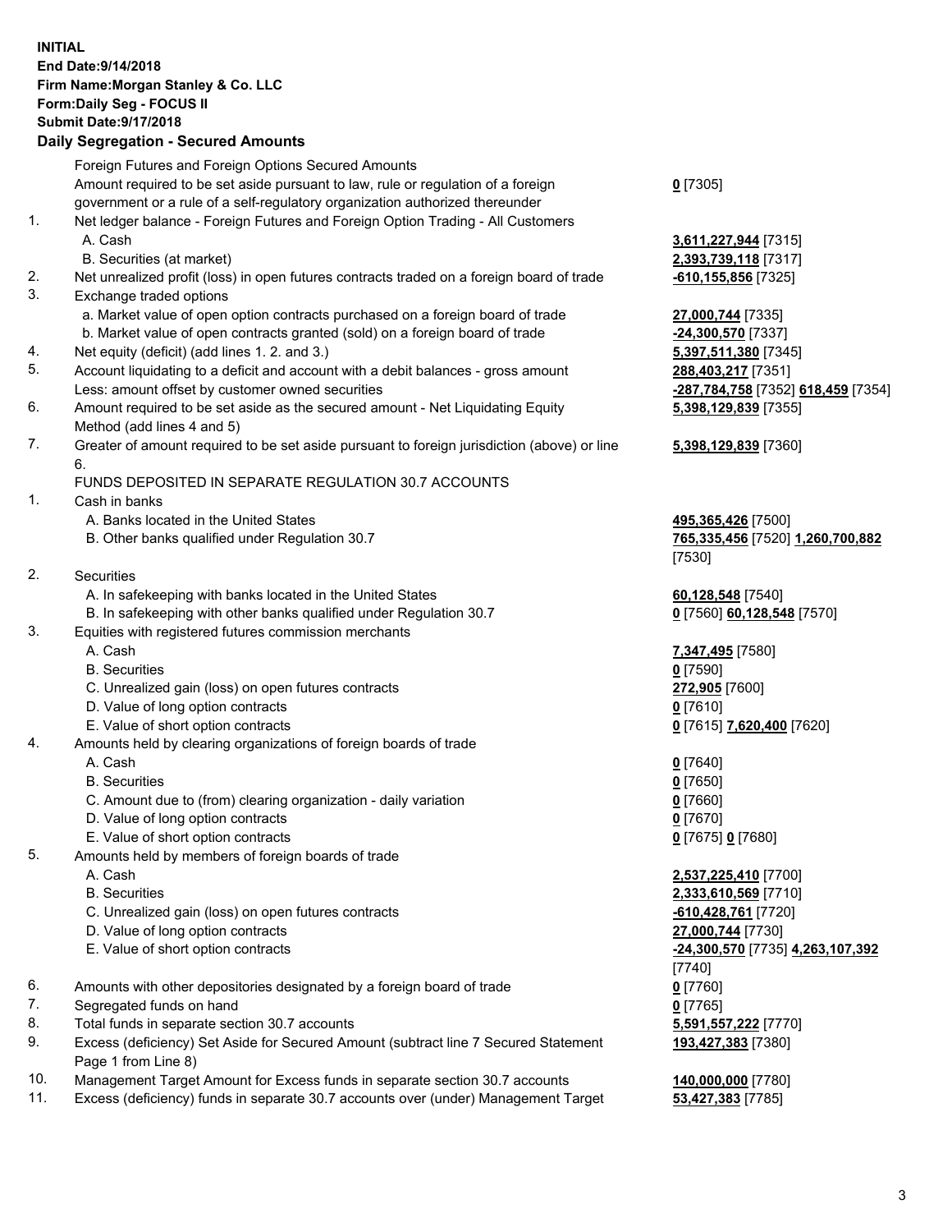**INITIAL**
**End Date:9/14/2018**
**Firm Name:Morgan Stanley & Co. LLC**
**Form:Daily Seg - FOCUS II**
**Submit Date:9/17/2018**

**Daily Segregation - Secured Amounts**

| | | |
|---|---|---|
| | Foreign Futures and Foreign Options Secured Amounts | |
| | Amount required to be set aside pursuant to law, rule or regulation of a foreign government or a rule of a self-regulatory organization authorized thereunder | **0** [7305] |
| 1. | Net ledger balance - Foreign Futures and Foreign Option Trading - All Customers | |
| | A. Cash | **3,611,227,944** [7315] |
| | B. Securities (at market) | **2,393,739,118** [7317] |
| 2. | Net unrealized profit (loss) in open futures contracts traded on a foreign board of trade | **-610,155,856** [7325] |
| 3. | Exchange traded options | |
| | a. Market value of open option contracts purchased on a foreign board of trade | **27,000,744** [7335] |
| | b. Market value of open contracts granted (sold) on a foreign board of trade | **-24,300,570** [7337] |
| 4. | Net equity (deficit) (add lines 1. 2. and 3.) | **5,397,511,380** [7345] |
| 5. | Account liquidating to a deficit and account with a debit balances - gross amount | **288,403,217** [7351] |
| | Less: amount offset by customer owned securities | **-287,784,758** [7352] **618,459** [7354] |
| 6. | Amount required to be set aside as the secured amount - Net Liquidating Equity Method (add lines 4 and 5) | **5,398,129,839** [7355] |
| 7. | Greater of amount required to be set aside pursuant to foreign jurisdiction (above) or line 6. | **5,398,129,839** [7360] |
| | FUNDS DEPOSITED IN SEPARATE REGULATION 30.7 ACCOUNTS | |
| 1. | Cash in banks | |
| | A. Banks located in the United States | **495,365,426** [7500] |
| | B. Other banks qualified under Regulation 30.7 | **765,335,456** [7520] **1,260,700,882** [7530] |
| 2. | Securities | |
| | A. In safekeeping with banks located in the United States | **60,128,548** [7540] |
| | B. In safekeeping with other banks qualified under Regulation 30.7 | **0** [7560] **60,128,548** [7570] |
| 3. | Equities with registered futures commission merchants | |
| | A. Cash | **7,347,495** [7580] |
| | B. Securities | **0** [7590] |
| | C. Unrealized gain (loss) on open futures contracts | **272,905** [7600] |
| | D. Value of long option contracts | **0** [7610] |
| | E. Value of short option contracts | **0** [7615] **7,620,400** [7620] |
| 4. | Amounts held by clearing organizations of foreign boards of trade | |
| | A. Cash | **0** [7640] |
| | B. Securities | **0** [7650] |
| | C. Amount due to (from) clearing organization - daily variation | **0** [7660] |
| | D. Value of long option contracts | **0** [7670] |
| | E. Value of short option contracts | **0** [7675] **0** [7680] |
| 5. | Amounts held by members of foreign boards of trade | |
| | A. Cash | **2,537,225,410** [7700] |
| | B. Securities | **2,333,610,569** [7710] |
| | C. Unrealized gain (loss) on open futures contracts | **-610,428,761** [7720] |
| | D. Value of long option contracts | **27,000,744** [7730] |
| | E. Value of short option contracts | **-24,300,570** [7735] **4,263,107,392** [7740] |
| 6. | Amounts with other depositories designated by a foreign board of trade | **0** [7760] |
| 7. | Segregated funds on hand | **0** [7765] |
| 8. | Total funds in separate section 30.7 accounts | **5,591,557,222** [7770] |
| 9. | Excess (deficiency) Set Aside for Secured Amount (subtract line 7 Secured Statement Page 1 from Line 8) | **193,427,383** [7380] |
| 10. | Management Target Amount for Excess funds in separate section 30.7 accounts | **140,000,000** [7780] |
| 11. | Excess (deficiency) funds in separate 30.7 accounts over (under) Management Target | **53,427,383** [7785] |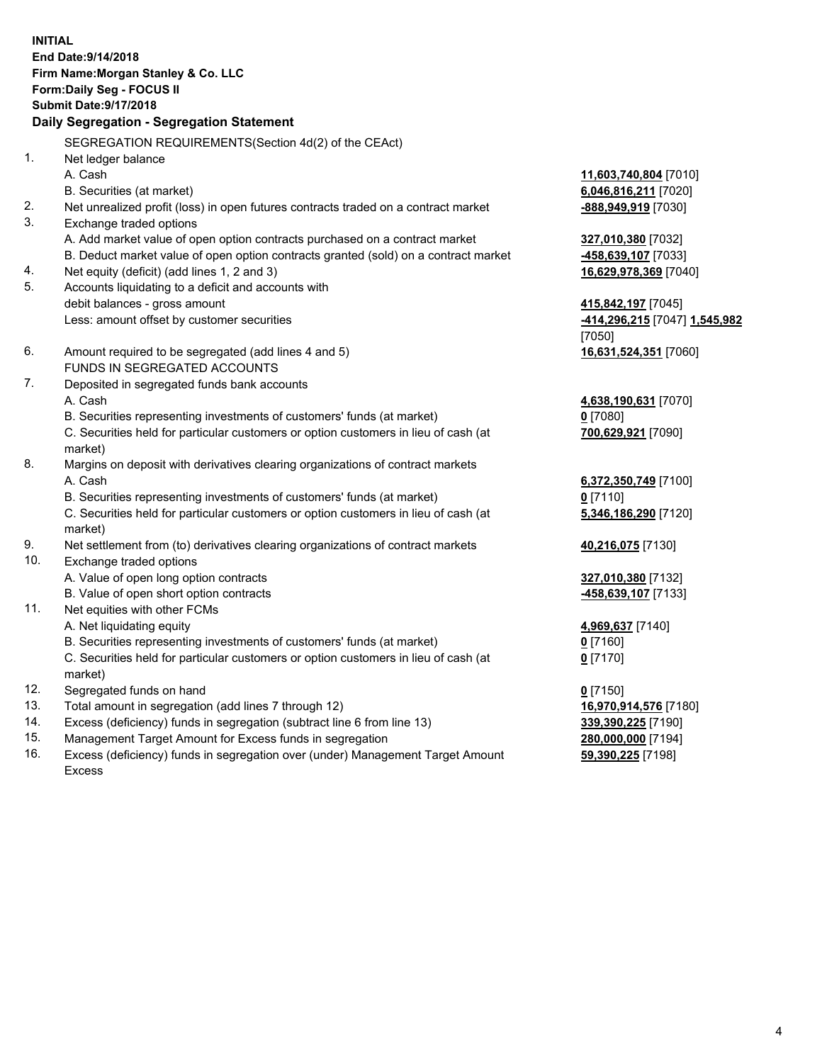**INITIAL**
**End Date:9/14/2018**
**Firm Name:Morgan Stanley & Co. LLC**
**Form:Daily Seg - FOCUS II**
**Submit Date:9/17/2018**

**Daily Segregation - Segregation Statement**

| | | |
|---|---|---|
| | SEGREGATION REQUIREMENTS(Section 4d(2) of the CEAct) | |
| 1. | Net ledger balance | |
| | A. Cash | **11,603,740,804** [7010] |
| | B. Securities (at market) | **6,046,816,211** [7020] |
| 2. | Net unrealized profit (loss) in open futures contracts traded on a contract market | **-888,949,919** [7030] |
| 3. | Exchange traded options | |
| | A. Add market value of open option contracts purchased on a contract market | **327,010,380** [7032] |
| | B. Deduct market value of open option contracts granted (sold) on a contract market | **-458,639,107** [7033] |
| 4. | Net equity (deficit) (add lines 1, 2 and 3) | **16,629,978,369** [7040] |
| 5. | Accounts liquidating to a deficit and accounts with debit balances - gross amount | **415,842,197** [7045] |
| | Less: amount offset by customer securities | **-414,296,215** [7047] **1,545,982** [7050] |
| 6. | Amount required to be segregated (add lines 4 and 5) | **16,631,524,351** [7060] |
| | FUNDS IN SEGREGATED ACCOUNTS | |
| 7. | Deposited in segregated funds bank accounts | |
| | A. Cash | **4,638,190,631** [7070] |
| | B. Securities representing investments of customers' funds (at market) | **0** [7080] |
| | C. Securities held for particular customers or option customers in lieu of cash (at market) | **700,629,921** [7090] |
| 8. | Margins on deposit with derivatives clearing organizations of contract markets | |
| | A. Cash | **6,372,350,749** [7100] |
| | B. Securities representing investments of customers' funds (at market) | **0** [7110] |
| | C. Securities held for particular customers or option customers in lieu of cash (at market) | **5,346,186,290** [7120] |
| 9. | Net settlement from (to) derivatives clearing organizations of contract markets | **40,216,075** [7130] |
| 10. | Exchange traded options | |
| | A. Value of open long option contracts | **327,010,380** [7132] |
| | B. Value of open short option contracts | **-458,639,107** [7133] |
| 11. | Net equities with other FCMs | |
| | A. Net liquidating equity | **4,969,637** [7140] |
| | B. Securities representing investments of customers' funds (at market) | **0** [7160] |
| | C. Securities held for particular customers or option customers in lieu of cash (at market) | **0** [7170] |
| 12. | Segregated funds on hand | **0** [7150] |
| 13. | Total amount in segregation (add lines 7 through 12) | **16,970,914,576** [7180] |
| 14. | Excess (deficiency) funds in segregation (subtract line 6 from line 13) | **339,390,225** [7190] |
| 15. | Management Target Amount for Excess funds in segregation | **280,000,000** [7194] |
| 16. | Excess (deficiency) funds in segregation over (under) Management Target Amount Excess | **59,390,225** [7198] |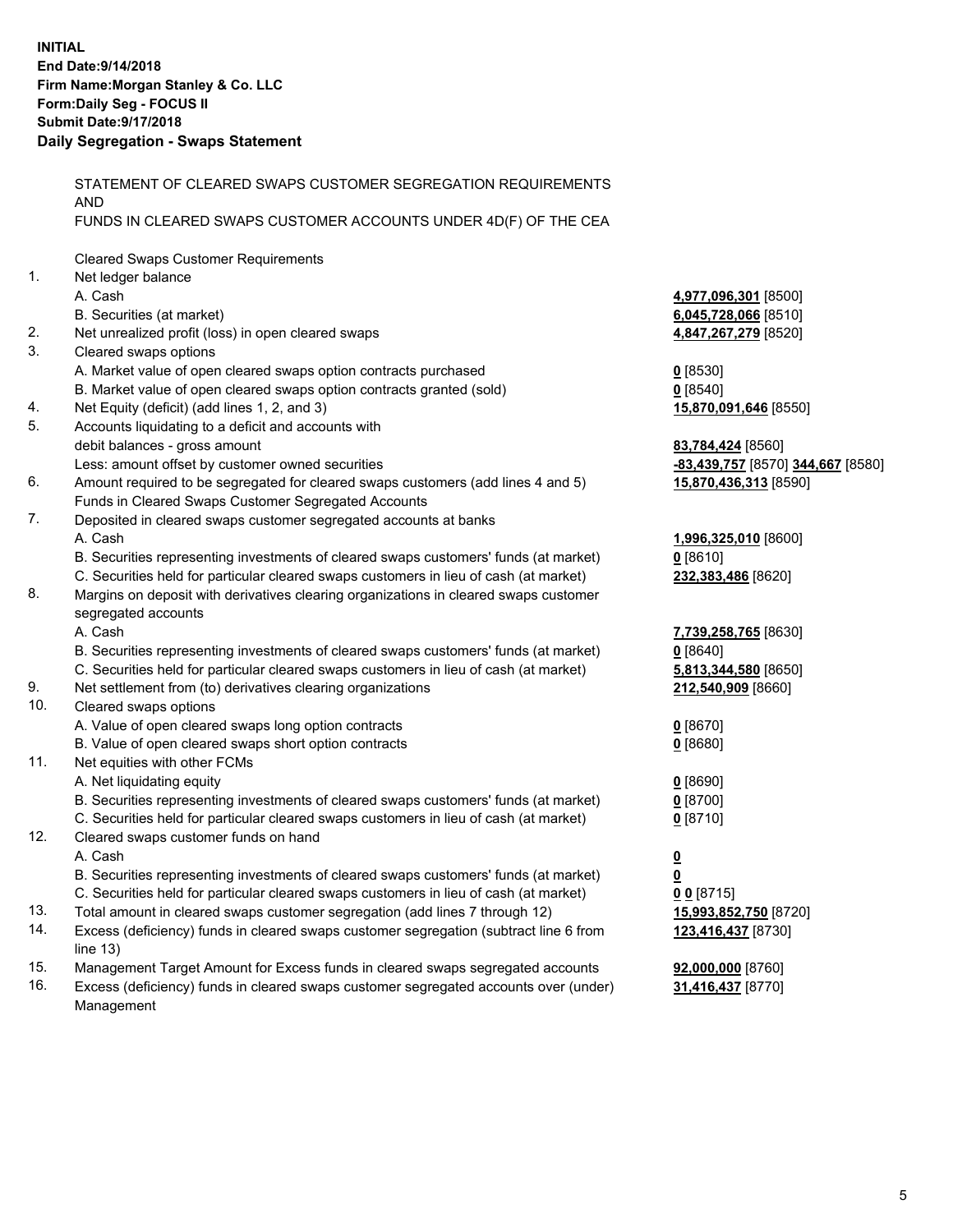**INITIAL**
**End Date:9/14/2018**
**Firm Name:Morgan Stanley & Co. LLC**
**Form:Daily Seg - FOCUS II**
**Submit Date:9/17/2018**
**Daily Segregation - Swaps Statement**

STATEMENT OF CLEARED SWAPS CUSTOMER SEGREGATION REQUIREMENTS AND FUNDS IN CLEARED SWAPS CUSTOMER ACCOUNTS UNDER 4D(F) OF THE CEA

| | | |
|---|---|---|
| | Cleared Swaps Customer Requirements | |
| 1. | Net ledger balance | |
| | A. Cash | **4,977,096,301** [8500] |
| | B. Securities (at market) | **6,045,728,066** [8510] |
| 2. | Net unrealized profit (loss) in open cleared swaps | **4,847,267,279** [8520] |
| 3. | Cleared swaps options | |
| | A. Market value of open cleared swaps option contracts purchased | **0** [8530] |
| | B. Market value of open cleared swaps option contracts granted (sold) | **0** [8540] |
| 4. | Net Equity (deficit) (add lines 1, 2, and 3) | **15,870,091,646** [8550] |
| 5. | Accounts liquidating to a deficit and accounts with debit balances - gross amount | **83,784,424** [8560] |
| | Less: amount offset by customer owned securities | **-83,439,757** [8570] **344,667** [8580] |
| 6. | Amount required to be segregated for cleared swaps customers (add lines 4 and 5) | **15,870,436,313** [8590] |
| | Funds in Cleared Swaps Customer Segregated Accounts | |
| 7. | Deposited in cleared swaps customer segregated accounts at banks | |
| | A. Cash | **1,996,325,010** [8600] |
| | B. Securities representing investments of cleared swaps customers' funds (at market) | **0** [8610] |
| | C. Securities held for particular cleared swaps customers in lieu of cash (at market) | **232,383,486** [8620] |
| 8. | Margins on deposit with derivatives clearing organizations in cleared swaps customer segregated accounts | |
| | A. Cash | **7,739,258,765** [8630] |
| | B. Securities representing investments of cleared swaps customers' funds (at market) | **0** [8640] |
| | C. Securities held for particular cleared swaps customers in lieu of cash (at market) | **5,813,344,580** [8650] |
| 9. | Net settlement from (to) derivatives clearing organizations | **212,540,909** [8660] |
| 10. | Cleared swaps options | |
| | A. Value of open cleared swaps long option contracts | **0** [8670] |
| | B. Value of open cleared swaps short option contracts | **0** [8680] |
| 11. | Net equities with other FCMs | |
| | A. Net liquidating equity | **0** [8690] |
| | B. Securities representing investments of cleared swaps customers' funds (at market) | **0** [8700] |
| | C. Securities held for particular cleared swaps customers in lieu of cash (at market) | **0** [8710] |
| 12. | Cleared swaps customer funds on hand | |
| | A. Cash | **0** |
| | B. Securities representing investments of cleared swaps customers' funds (at market) | **0** |
| | C. Securities held for particular cleared swaps customers in lieu of cash (at market) | **0** **0** [8715] |
| 13. | Total amount in cleared swaps customer segregation (add lines 7 through 12) | **15,993,852,750** [8720] |
| 14. | Excess (deficiency) funds in cleared swaps customer segregation (subtract line 6 from line 13) | **123,416,437** [8730] |
| 15. | Management Target Amount for Excess funds in cleared swaps segregated accounts | **92,000,000** [8760] |
| 16. | Excess (deficiency) funds in cleared swaps customer segregated accounts over (under) Management | **31,416,437** [8770] |